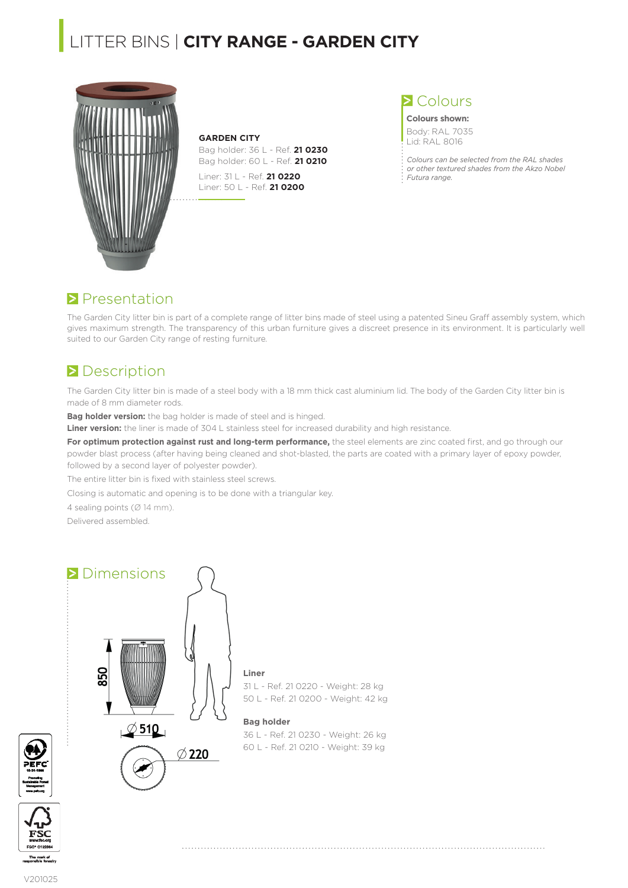# LITTER BINS | **CITY RANGE - GARDEN CITY**

**GARDEN CITY**
Bag holder: 36 L - Ref. **21 0230**
Bag holder: 60 L - Ref. **21 0210**
Liner: 31 L - Ref. **21 0220**
Liner: 50 L - Ref. **21 0200**

## Colours

**Colours shown:**
Body: RAL 7035
Lid: RAL 8016

*Colours can be selected from the RAL shades or other textured shades from the Akzo Nobel Futura range.*

## Presentation

The Garden City litter bin is part of a complete range of litter bins made of steel using a patented Sineu Graff assembly system, which gives maximum strength. The transparency of this urban furniture gives a discreet presence in its environment. It is particularly well suited to our Garden City range of resting furniture.

## Description

The Garden City litter bin is made of a steel body with a 18 mm thick cast aluminium lid. The body of the Garden City litter bin is made of 8 mm diameter rods.

**Bag holder version:** the bag holder is made of steel and is hinged.

**Liner version:** the liner is made of 304 L stainless steel for increased durability and high resistance.

**For optimum protection against rust and long-term performance,** the steel elements are zinc coated first, and go through our powder blast process (after having being cleaned and shot-blasted, the parts are coated with a primary layer of epoxy powder, followed by a second layer of polyester powder).

The entire litter bin is fixed with stainless steel screws.

Closing is automatic and opening is to be done with a triangular key.

4 sealing points (Ø 14 mm).

Delivered assembled.

## Dimensions

850

Ø 510

Ø 220

**Liner**
31 L - Ref. 21 0220 - Weight: 28 kg
50 L - Ref. 21 0200 - Weight: 42 kg

**Bag holder**
36 L - Ref. 21 0230 - Weight: 26 kg
60 L - Ref. 21 0210 - Weight: 39 kg

PEFC 10-31-1866 Promoting Sustainable Forest Management www.pefc.org

FSC www.fsc.org FSC® C122064 The mark of responsible forestry

V201025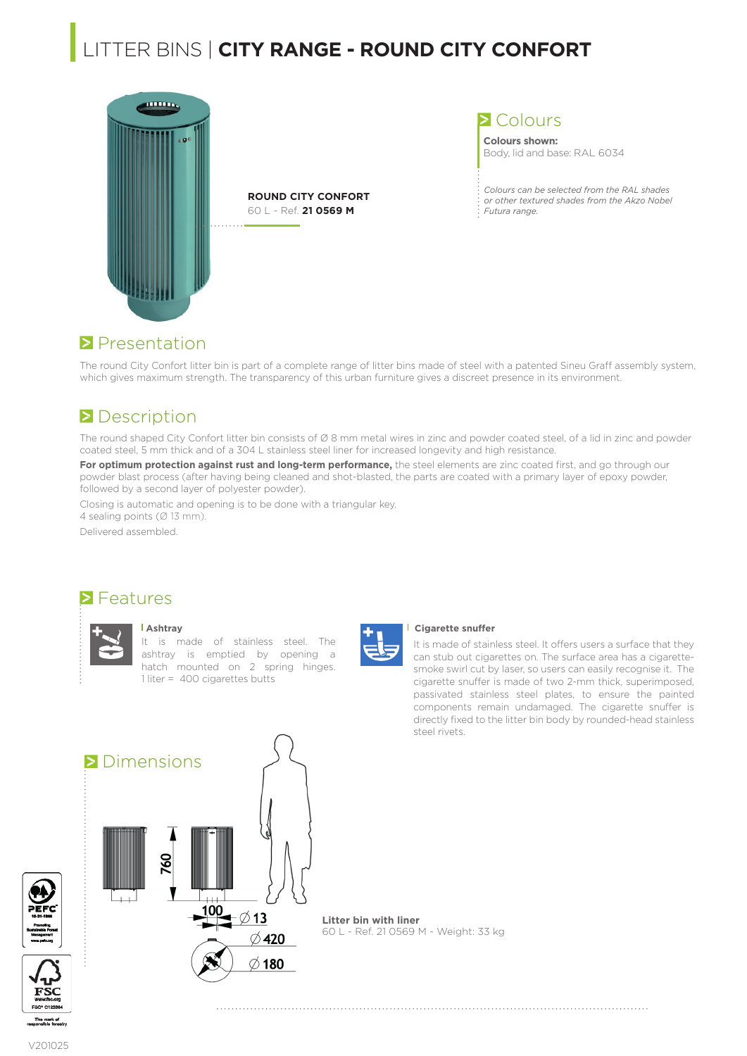# LITTER BINS | **CITY RANGE - ROUND CITY CONFORT**

**ROUND CITY CONFORT**
60 L - Ref. **21 0569 M**

## Colours

**Colours shown:**
Body, lid and base: RAL 6034

*Colours can be selected from the RAL shades or other textured shades from the Akzo Nobel Futura range.*

## Presentation

The round City Confort litter bin is part of a complete range of litter bins made of steel with a patented Sineu Graff assembly system, which gives maximum strength. The transparency of this urban furniture gives a discreet presence in its environment.

## Description

The round shaped City Confort litter bin consists of Ø 8 mm metal wires in zinc and powder coated steel, of a lid in zinc and powder coated steel, 5 mm thick and of a 304 L stainless steel liner for increased longevity and high resistance.

**For optimum protection against rust and long-term performance,** the steel elements are zinc coated first, and go through our powder blast process (after having being cleaned and shot-blasted, the parts are coated with a primary layer of epoxy powder, followed by a second layer of polyester powder).

Closing is automatic and opening is to be done with a triangular key.
4 sealing points (Ø 13 mm).

Delivered assembled.

## Features

**Ashtray**
It is made of stainless steel. The ashtray is emptied by opening a hatch mounted on 2 spring hinges.
1 liter = 400 cigarettes butts

**Cigarette snuffer**
It is made of stainless steel. It offers users a surface that they can stub out cigarettes on. The surface area has a cigarette-smoke swirl cut by laser, so users can easily recognise it. The cigarette snuffer is made of two 2-mm thick, superimposed, passivated stainless steel plates, to ensure the painted components remain undamaged. The cigarette snuffer is directly fixed to the litter bin body by rounded-head stainless steel rivets.

## Dimensions

760
100
Ø 13
Ø 420
Ø 180

**Litter bin with liner**
60 L - Ref. 21 0569 M - Weight: 33 kg

V201025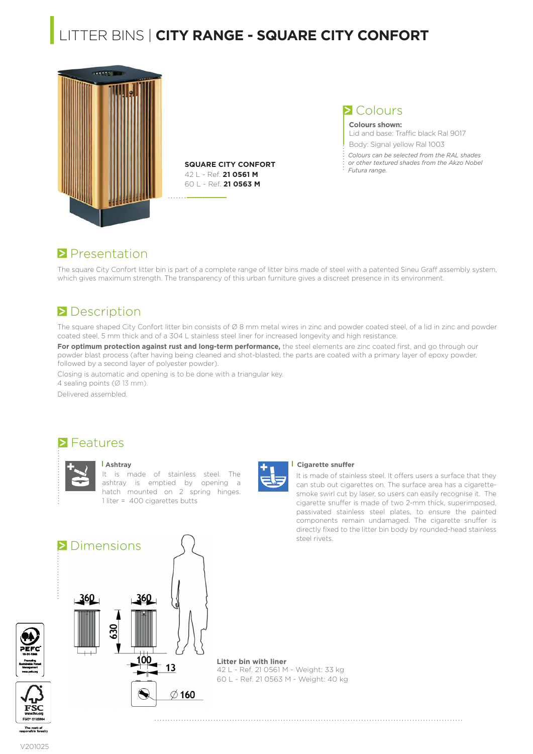# LITTER BINS | **CITY RANGE - SQUARE CITY CONFORT**

**SQUARE CITY CONFORT**
42 L - Ref. **21 0561 M**
60 L - Ref. **21 0563 M**

## Colours

**Colours shown:**
Lid and base: Traffic black Ral 9017
Body: Signal yellow Ral 1003

*Colours can be selected from the RAL shades or other textured shades from the Akzo Nobel Futura range.*

## Presentation

The square City Confort litter bin is part of a complete range of litter bins made of steel with a patented Sineu Graff assembly system, which gives maximum strength. The transparency of this urban furniture gives a discreet presence in its environment.

## Description

The square shaped City Confort litter bin consists of Ø 8 mm metal wires in zinc and powder coated steel, of a lid in zinc and powder coated steel, 5 mm thick and of a 304 L stainless steel liner for increased longevity and high resistance.

**For optimum protection against rust and long-term performance,** the steel elements are zinc coated first, and go through our powder blast process (after having being cleaned and shot-blasted, the parts are coated with a primary layer of epoxy powder, followed by a second layer of polyester powder).

Closing is automatic and opening is to be done with a triangular key.
4 sealing points (Ø 13 mm).

Delivered assembled.

## Features

**Ashtray**
It is made of stainless steel. The ashtray is emptied by opening a hatch mounted on 2 spring hinges.
1 liter = 400 cigarettes butts

**Cigarette snuffer**
It is made of stainless steel. It offers users a surface that they can stub out cigarettes on. The surface area has a cigarette-smoke swirl cut by laser, so users can easily recognise it. The cigarette snuffer is made of two 2-mm thick, superimposed, passivated stainless steel plates, to ensure the painted components remain undamaged. The cigarette snuffer is directly fixed to the litter bin body by rounded-head stainless steel rivets.

## Dimensions

360
360
630
100
13
∅ 160

**Litter bin with liner**
42 L - Ref. 21 0561 M - Weight: 33 kg
60 L - Ref. 21 0563 M - Weight: 40 kg

V201025